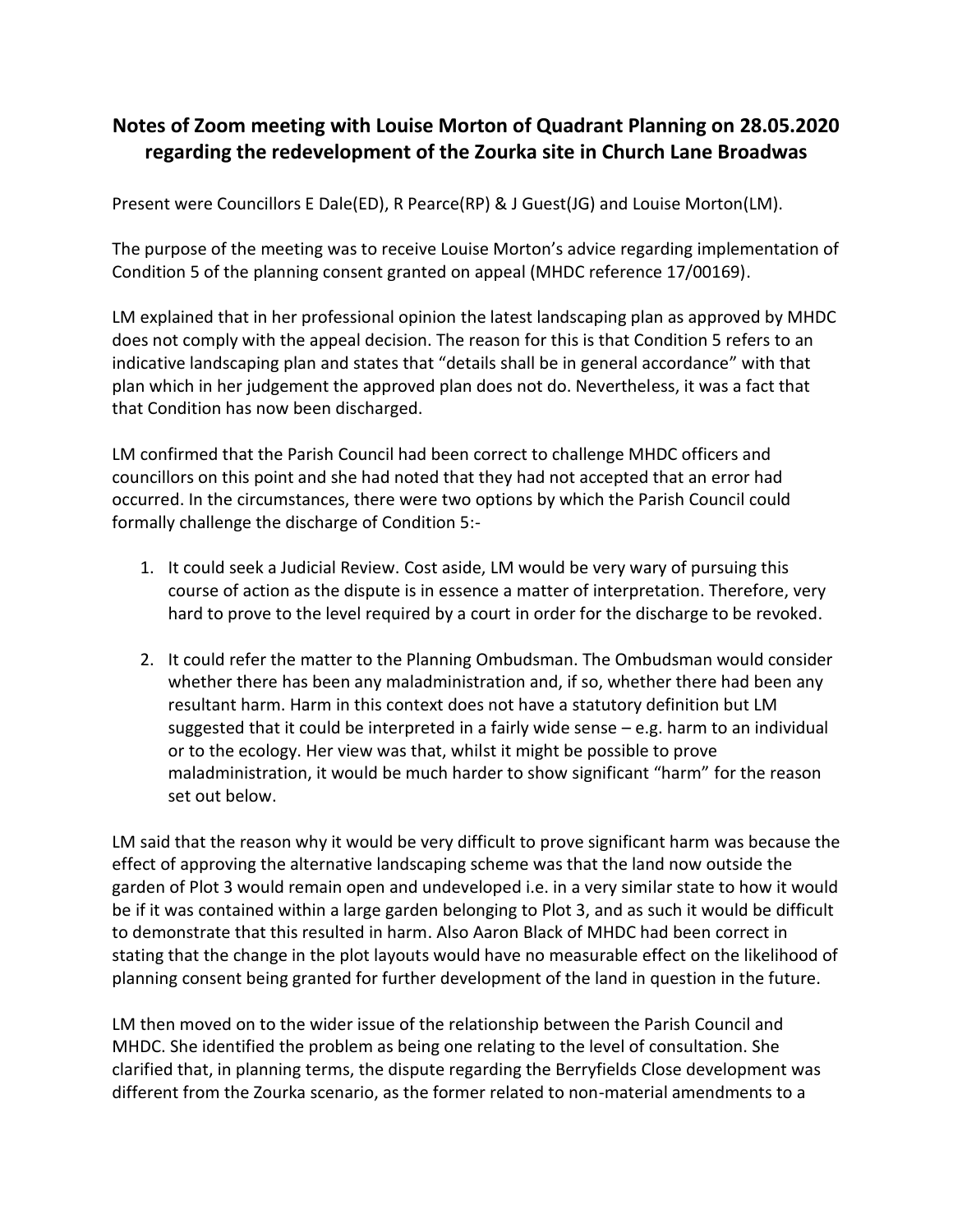# Notes of Zoom meeting with Louise Morton of Quadrant Planning on 28.05.2020 regarding the redevelopment of the Zourka site in Church Lane Broadwas

Present were Councillors E Dale(ED), R Pearce(RP) & J Guest(JG) and Louise Morton(LM).

The purpose of the meeting was to receive Louise Morton's advice regarding implementation of Condition 5 of the planning consent granted on appeal (MHDC reference 17/00169).

LM explained that in her professional opinion the latest landscaping plan as approved by MHDC does not comply with the appeal decision. The reason for this is that Condition 5 refers to an indicative landscaping plan and states that "details shall be in general accordance" with that plan which in her judgement the approved plan does not do. Nevertheless, it was a fact that that Condition has now been discharged.

LM confirmed that the Parish Council had been correct to challenge MHDC officers and councillors on this point and she had noted that they had not accepted that an error had occurred. In the circumstances, there were two options by which the Parish Council could formally challenge the discharge of Condition 5:-

1. It could seek a Judicial Review. Cost aside, LM would be very wary of pursuing this course of action as the dispute is in essence a matter of interpretation. Therefore, very hard to prove to the level required by a court in order for the discharge to be revoked.

2. It could refer the matter to the Planning Ombudsman. The Ombudsman would consider whether there has been any maladministration and, if so, whether there had been any resultant harm. Harm in this context does not have a statutory definition but LM suggested that it could be interpreted in a fairly wide sense – e.g. harm to an individual or to the ecology. Her view was that, whilst it might be possible to prove maladministration, it would be much harder to show significant "harm" for the reason set out below.

LM said that the reason why it would be very difficult to prove significant harm was because the effect of approving the alternative landscaping scheme was that the land now outside the garden of Plot 3 would remain open and undeveloped i.e. in a very similar state to how it would be if it was contained within a large garden belonging to Plot 3, and as such it would be difficult to demonstrate that this resulted in harm. Also Aaron Black of MHDC had been correct in stating that the change in the plot layouts would have no measurable effect on the likelihood of planning consent being granted for further development of the land in question in the future.

LM then moved on to the wider issue of the relationship between the Parish Council and MHDC. She identified the problem as being one relating to the level of consultation. She clarified that, in planning terms, the dispute regarding the Berryfields Close development was different from the Zourka scenario, as the former related to non-material amendments to a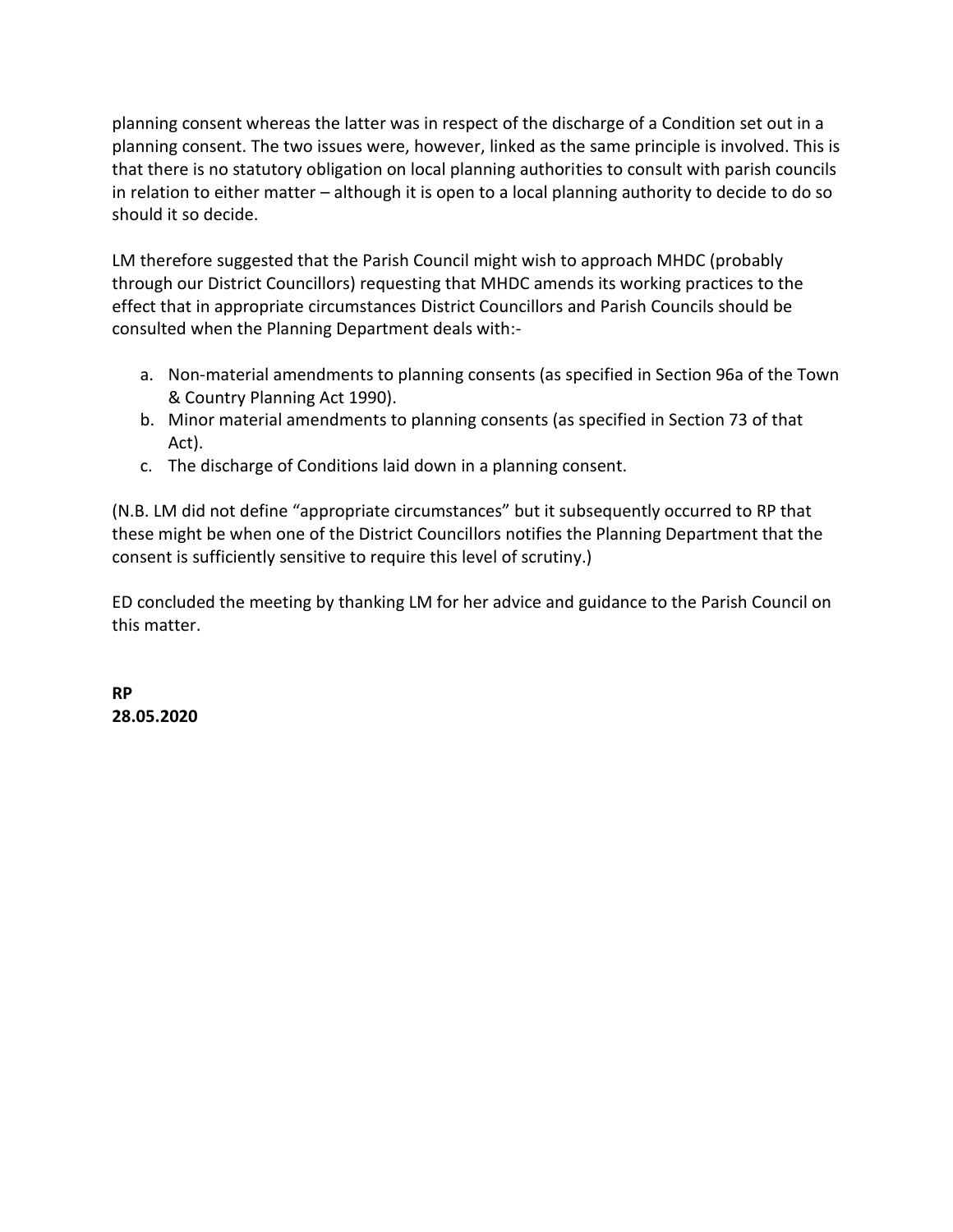planning consent whereas the latter was in respect of the discharge of a Condition set out in a planning consent. The two issues were, however, linked as the same principle is involved. This is that there is no statutory obligation on local planning authorities to consult with parish councils in relation to either matter – although it is open to a local planning authority to decide to do so should it so decide.

LM therefore suggested that the Parish Council might wish to approach MHDC (probably through our District Councillors) requesting that MHDC amends its working practices to the effect that in appropriate circumstances District Councillors and Parish Councils should be consulted when the Planning Department deals with:-

a. Non-material amendments to planning consents (as specified in Section 96a of the Town & Country Planning Act 1990).
b. Minor material amendments to planning consents (as specified in Section 73 of that Act).
c. The discharge of Conditions laid down in a planning consent.

(N.B. LM did not define "appropriate circumstances" but it subsequently occurred to RP that these might be when one of the District Councillors notifies the Planning Department that the consent is sufficiently sensitive to require this level of scrutiny.)

ED concluded the meeting by thanking LM for her advice and guidance to the Parish Council on this matter.

**RP**
**28.05.2020**